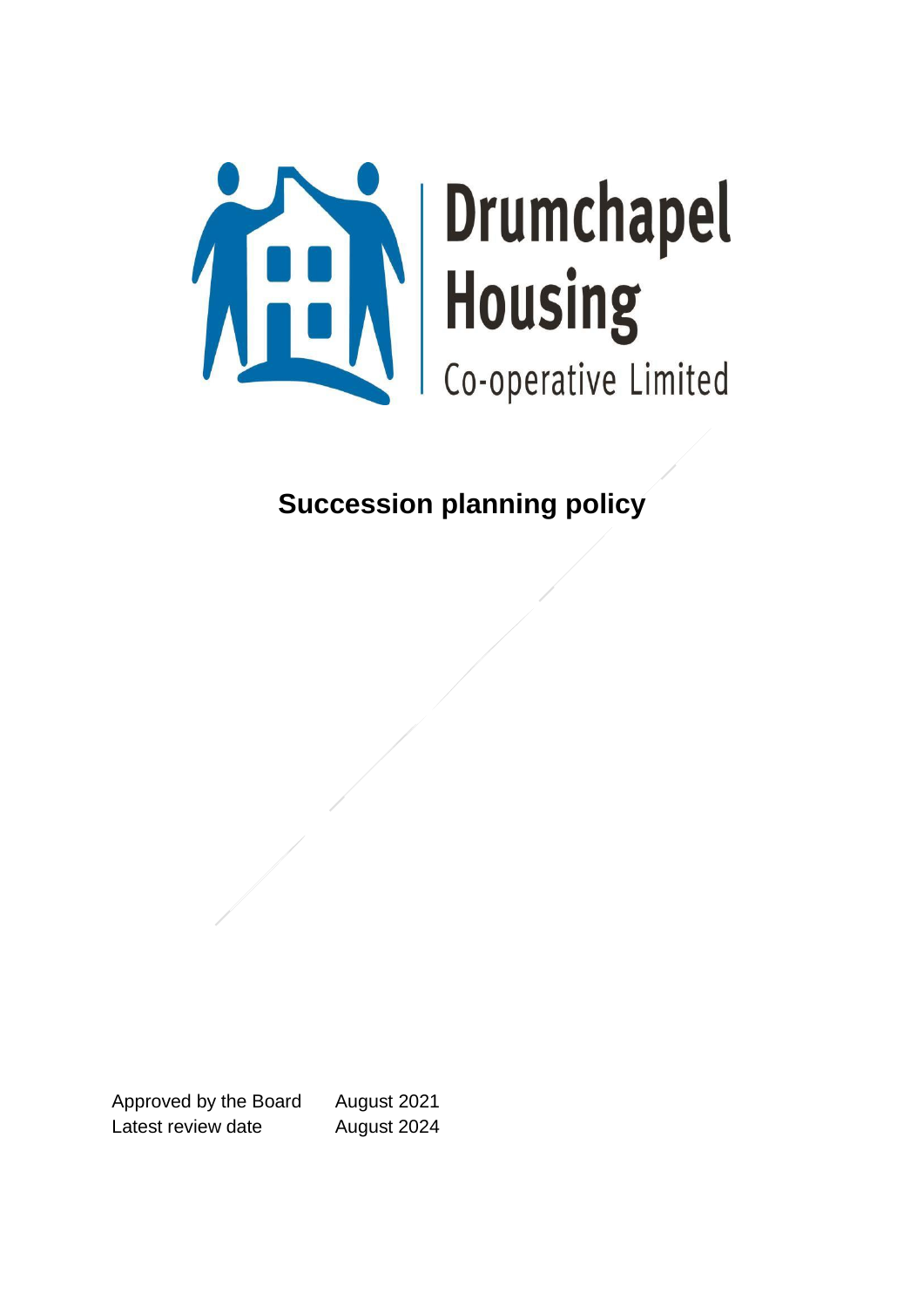Drumchapel Housing Co-operative Limited

# Succession planning policy

| Approved by the Board | August 2021 |
| --- | --- |
| Latest review date | August 2024 |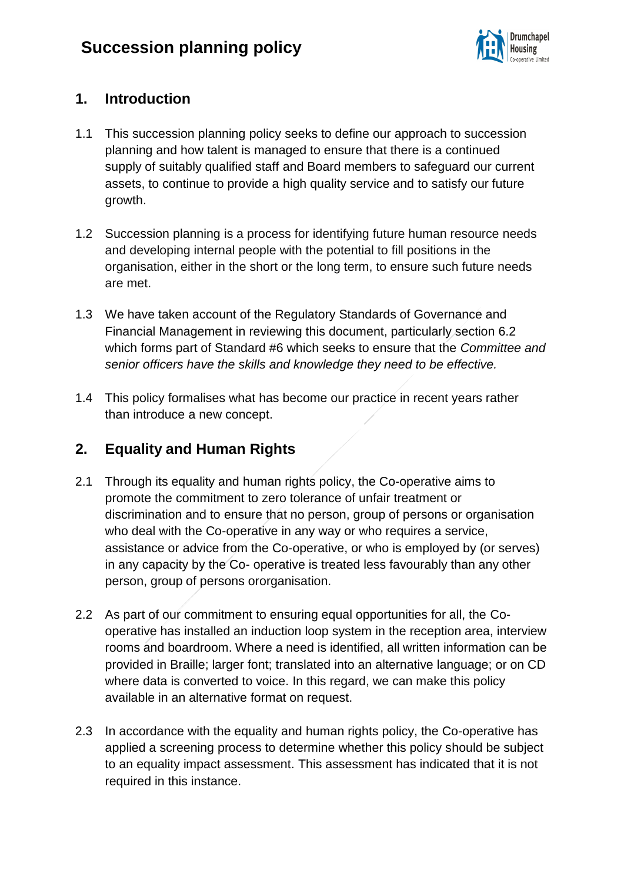# Succession planning policy

## 1. Introduction

1.1 This succession planning policy seeks to define our approach to succession planning and how talent is managed to ensure that there is a continued supply of suitably qualified staff and Board members to safeguard our current assets, to continue to provide a high quality service and to satisfy our future growth.

1.2 Succession planning is a process for identifying future human resource needs and developing internal people with the potential to fill positions in the organisation, either in the short or the long term, to ensure such future needs are met.

1.3 We have taken account of the Regulatory Standards of Governance and Financial Management in reviewing this document, particularly section 6.2 which forms part of Standard #6 which seeks to ensure that the *Committee and senior officers have the skills and knowledge they need to be effective.*

1.4 This policy formalises what has become our practice in recent years rather than introduce a new concept.

## 2. Equality and Human Rights

2.1 Through its equality and human rights policy, the Co-operative aims to promote the commitment to zero tolerance of unfair treatment or discrimination and to ensure that no person, group of persons or organisation who deal with the Co-operative in any way or who requires a service, assistance or advice from the Co-operative, or who is employed by (or serves) in any capacity by the Co- operative is treated less favourably than any other person, group of persons ororganisation.

2.2 As part of our commitment to ensuring equal opportunities for all, the Co-operative has installed an induction loop system in the reception area, interview rooms and boardroom. Where a need is identified, all written information can be provided in Braille; larger font; translated into an alternative language; or on CD where data is converted to voice. In this regard, we can make this policy available in an alternative format on request.

2.3 In accordance with the equality and human rights policy, the Co-operative has applied a screening process to determine whether this policy should be subject to an equality impact assessment. This assessment has indicated that it is not required in this instance.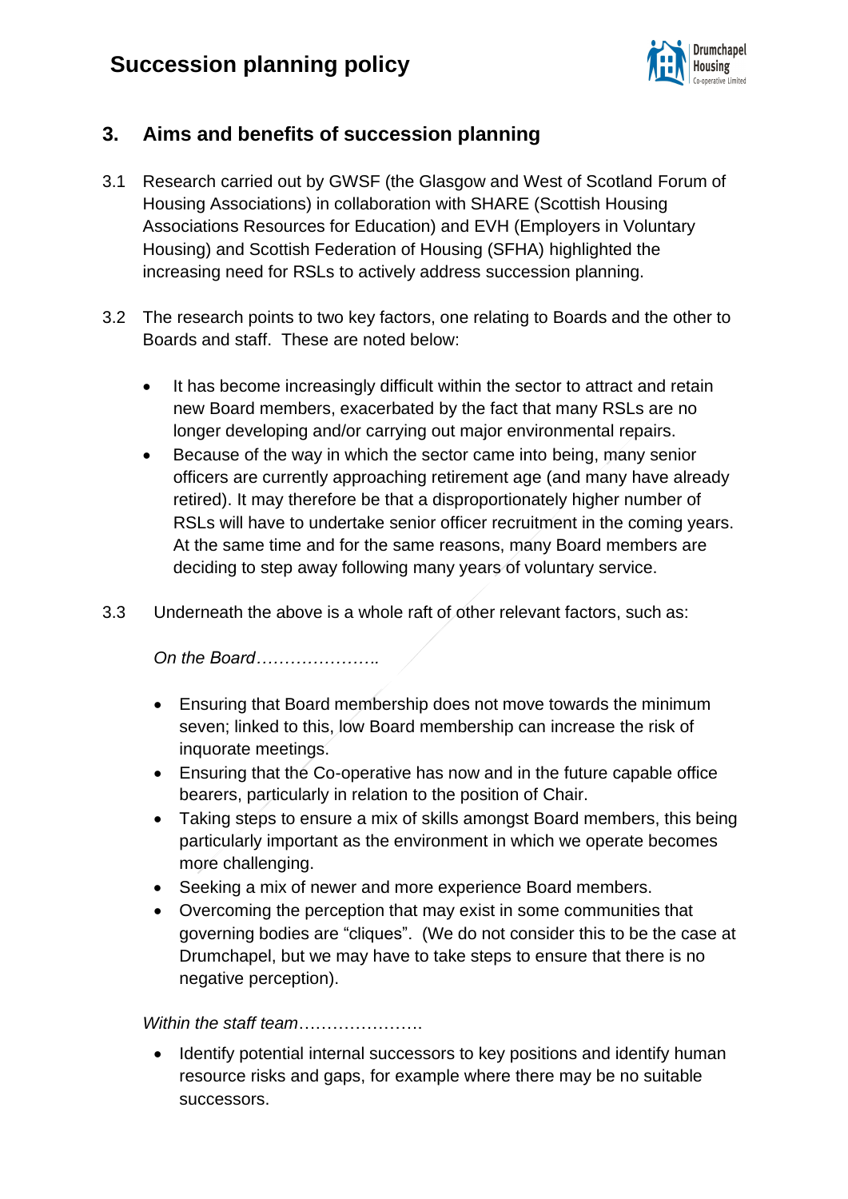## 3. Aims and benefits of succession planning

3.1 Research carried out by GWSF (the Glasgow and West of Scotland Forum of Housing Associations) in collaboration with SHARE (Scottish Housing Associations Resources for Education) and EVH (Employers in Voluntary Housing) and Scottish Federation of Housing (SFHA) highlighted the increasing need for RSLs to actively address succession planning.

3.2 The research points to two key factors, one relating to Boards and the other to Boards and staff. These are noted below:

- It has become increasingly difficult within the sector to attract and retain new Board members, exacerbated by the fact that many RSLs are no longer developing and/or carrying out major environmental repairs.
- Because of the way in which the sector came into being, many senior officers are currently approaching retirement age (and many have already retired). It may therefore be that a disproportionately higher number of RSLs will have to undertake senior officer recruitment in the coming years. At the same time and for the same reasons, many Board members are deciding to step away following many years of voluntary service.

3.3 Underneath the above is a whole raft of other relevant factors, such as:

*On the Board*…………………..

- Ensuring that Board membership does not move towards the minimum seven; linked to this, low Board membership can increase the risk of inquorate meetings.
- Ensuring that the Co-operative has now and in the future capable office bearers, particularly in relation to the position of Chair.
- Taking steps to ensure a mix of skills amongst Board members, this being particularly important as the environment in which we operate becomes more challenging.
- Seeking a mix of newer and more experience Board members.
- Overcoming the perception that may exist in some communities that governing bodies are "cliques". (We do not consider this to be the case at Drumchapel, but we may have to take steps to ensure that there is no negative perception).

*Within the staff team*………………….

- Identify potential internal successors to key positions and identify human resource risks and gaps, for example where there may be no suitable successors.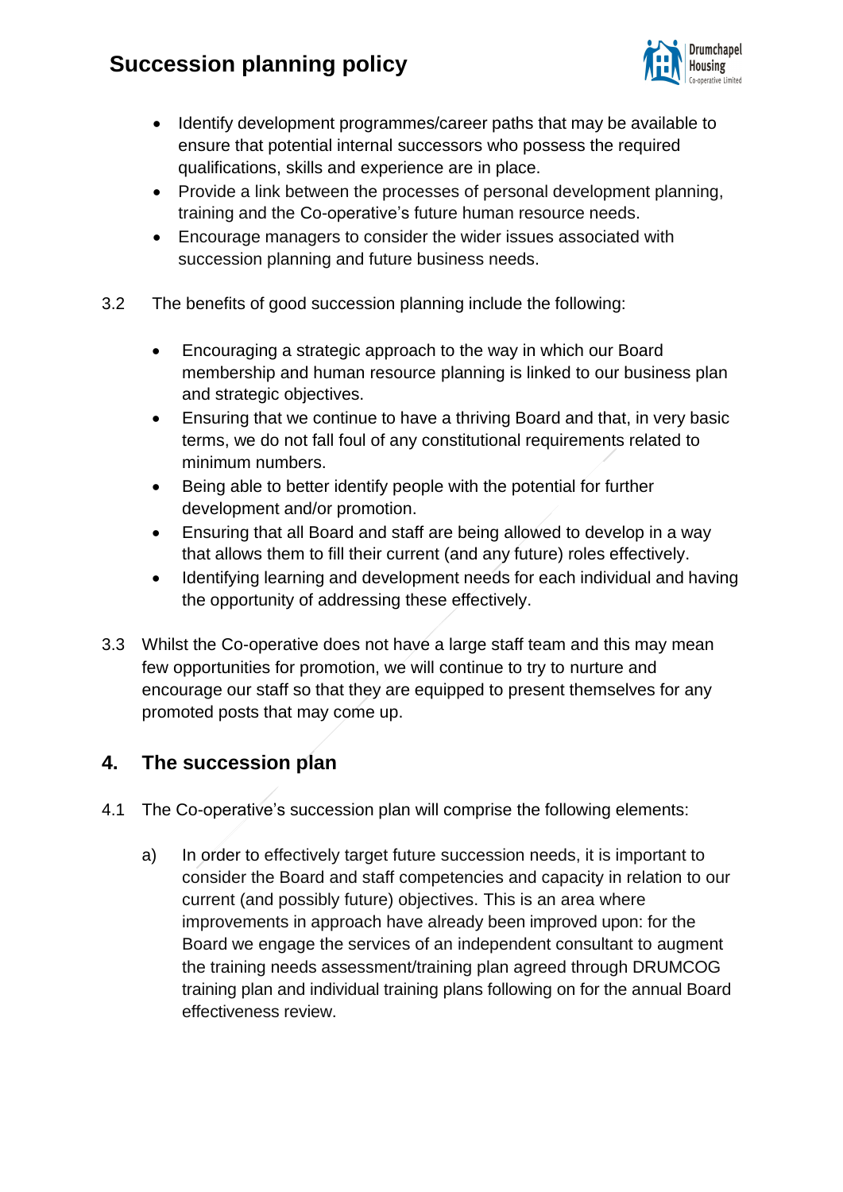- Identify development programmes/career paths that may be available to ensure that potential internal successors who possess the required qualifications, skills and experience are in place.
- Provide a link between the processes of personal development planning, training and the Co-operative's future human resource needs.
- Encourage managers to consider the wider issues associated with succession planning and future business needs.

3.2 The benefits of good succession planning include the following:

- Encouraging a strategic approach to the way in which our Board membership and human resource planning is linked to our business plan and strategic objectives.
- Ensuring that we continue to have a thriving Board and that, in very basic terms, we do not fall foul of any constitutional requirements related to minimum numbers.
- Being able to better identify people with the potential for further development and/or promotion.
- Ensuring that all Board and staff are being allowed to develop in a way that allows them to fill their current (and any future) roles effectively.
- Identifying learning and development needs for each individual and having the opportunity of addressing these effectively.

3.3 Whilst the Co-operative does not have a large staff team and this may mean few opportunities for promotion, we will continue to try to nurture and encourage our staff so that they are equipped to present themselves for any promoted posts that may come up.

## 4. The succession plan

4.1 The Co-operative's succession plan will comprise the following elements:

a) In order to effectively target future succession needs, it is important to consider the Board and staff competencies and capacity in relation to our current (and possibly future) objectives. This is an area where improvements in approach have already been improved upon: for the Board we engage the services of an independent consultant to augment the training needs assessment/training plan agreed through DRUMCOG training plan and individual training plans following on for the annual Board effectiveness review.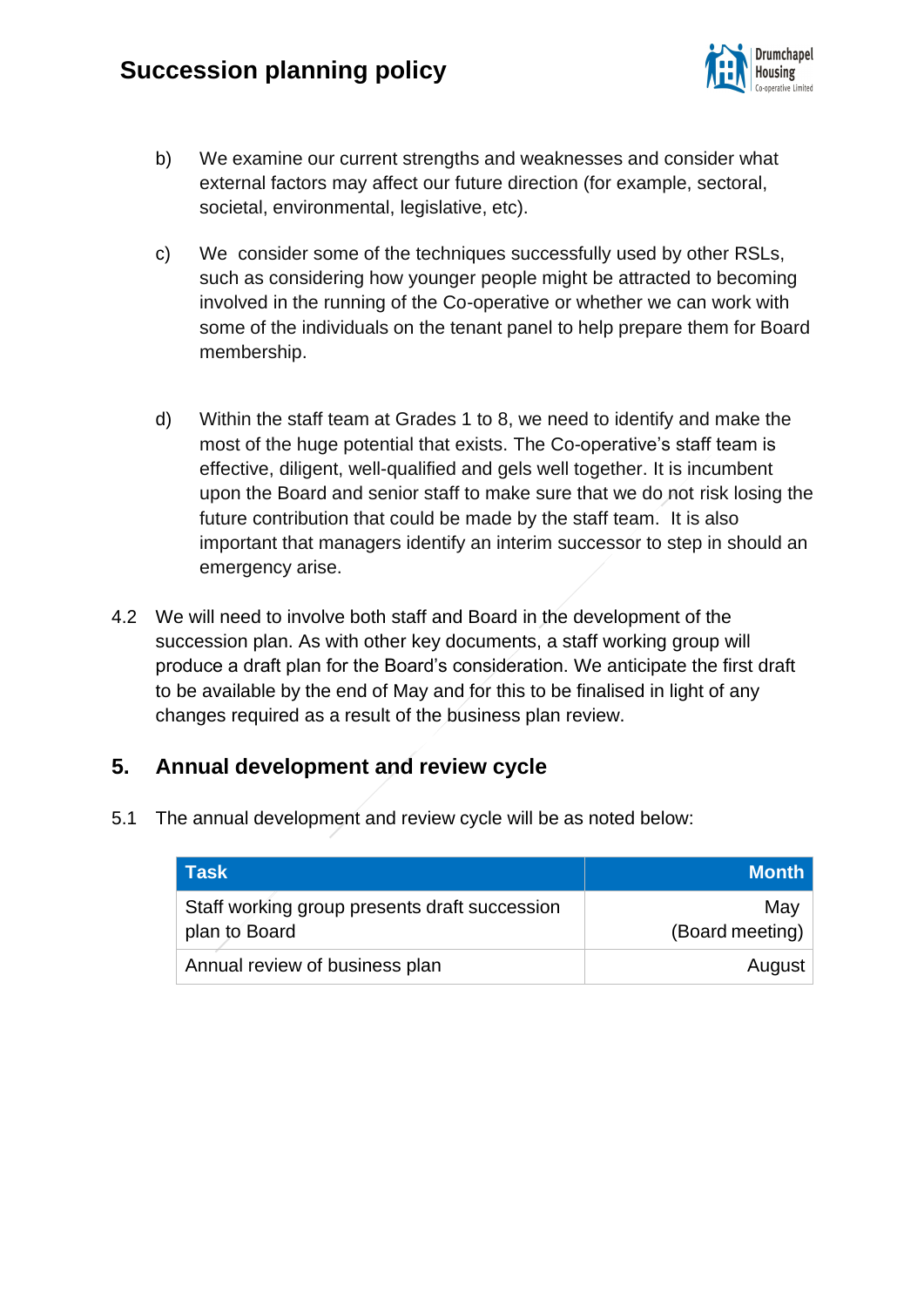b) We examine our current strengths and weaknesses and consider what external factors may affect our future direction (for example, sectoral, societal, environmental, legislative, etc).

c) We consider some of the techniques successfully used by other RSLs, such as considering how younger people might be attracted to becoming involved in the running of the Co-operative or whether we can work with some of the individuals on the tenant panel to help prepare them for Board membership.

d) Within the staff team at Grades 1 to 8, we need to identify and make the most of the huge potential that exists. The Co-operative's staff team is effective, diligent, well-qualified and gels well together. It is incumbent upon the Board and senior staff to make sure that we do not risk losing the future contribution that could be made by the staff team. It is also important that managers identify an interim successor to step in should an emergency arise.

4.2 We will need to involve both staff and Board in the development of the succession plan. As with other key documents, a staff working group will produce a draft plan for the Board's consideration. We anticipate the first draft to be available by the end of May and for this to be finalised in light of any changes required as a result of the business plan review.

## 5. Annual development and review cycle

5.1 The annual development and review cycle will be as noted below:

| Task | Month |
|---|---:|
| Staff working group presents draft succession plan to Board | May (Board meeting) |
| Annual review of business plan | August |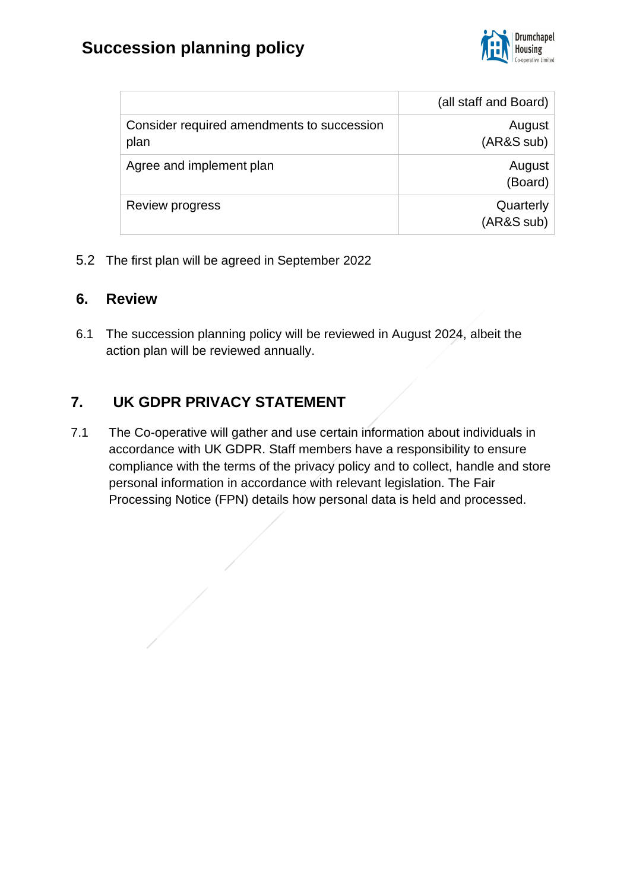| | |
|---|---|
| | (all staff and Board) |
| Consider required amendments to succession plan | August (AR&S sub) |
| Agree and implement plan | August (Board) |
| Review progress | Quarterly (AR&S sub) |

5.2 The first plan will be agreed in September 2022

## 6. Review

6.1 The succession planning policy will be reviewed in August 2024, albeit the action plan will be reviewed annually.

## 7. UK GDPR PRIVACY STATEMENT

7.1 The Co-operative will gather and use certain information about individuals in accordance with UK GDPR. Staff members have a responsibility to ensure compliance with the terms of the privacy policy and to collect, handle and store personal information in accordance with relevant legislation. The Fair Processing Notice (FPN) details how personal data is held and processed.